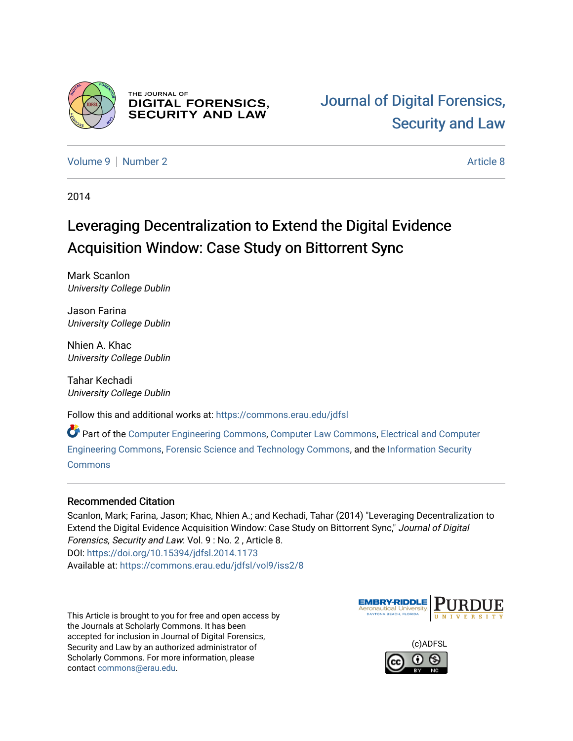THE JOURNAL OF
DIGITAL FORENSICS,
SECURITY AND LAW

Journal of Digital Forensics, Security and Law

Volume 9 | Number 2 | Article 8

2014

# Leveraging Decentralization to Extend the Digital Evidence Acquisition Window: Case Study on Bittorrent Sync

Mark Scanlon
*University College Dublin*

Jason Farina
*University College Dublin*

Nhien A. Khac
*University College Dublin*

Tahar Kechadi
*University College Dublin*

Follow this and additional works at: https://commons.erau.edu/jdfsl

Part of the Computer Engineering Commons, Computer Law Commons, Electrical and Computer Engineering Commons, Forensic Science and Technology Commons, and the Information Security Commons

## Recommended Citation

Scanlon, Mark; Farina, Jason; Khac, Nhien A.; and Kechadi, Tahar (2014) "Leveraging Decentralization to Extend the Digital Evidence Acquisition Window: Case Study on Bittorrent Sync," *Journal of Digital Forensics, Security and Law*: Vol. 9 : No. 2 , Article 8.
DOI: https://doi.org/10.15394/jdfsl.2014.1173
Available at: https://commons.erau.edu/jdfsl/vol9/iss2/8

This Article is brought to you for free and open access by the Journals at Scholarly Commons. It has been accepted for inclusion in Journal of Digital Forensics, Security and Law by an authorized administrator of Scholarly Commons. For more information, please contact commons@erau.edu.

(c)ADFSL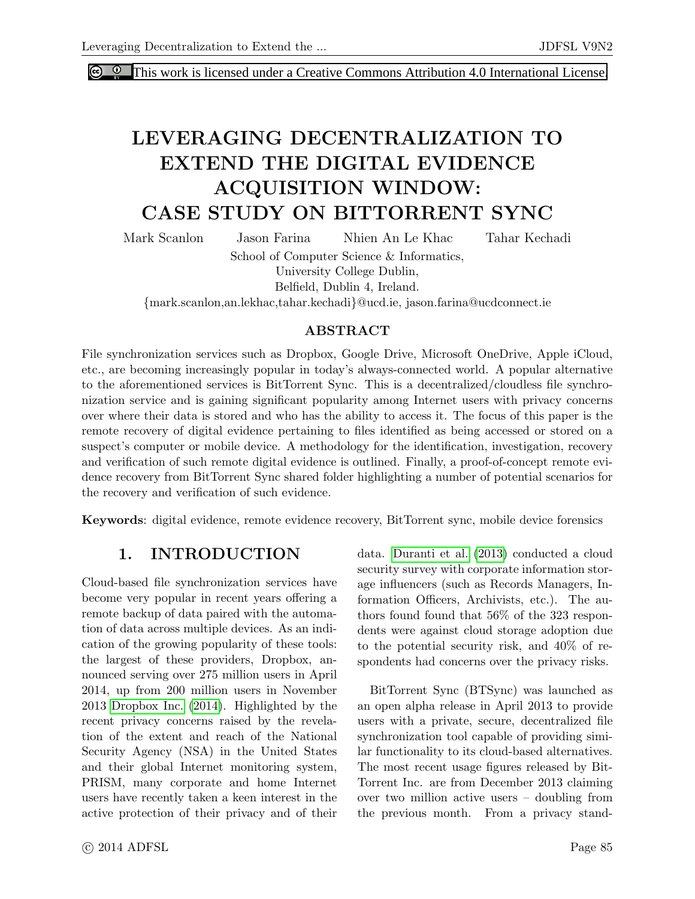This work is licensed under a Creative Commons Attribution 4.0 International License.

# LEVERAGING DECENTRALIZATION TO EXTEND THE DIGITAL EVIDENCE ACQUISITION WINDOW: CASE STUDY ON BITTORRENT SYNC

Mark Scanlon Jason Farina Nhien An Le Khac Tahar Kechadi

School of Computer Science & Informatics,
University College Dublin,
Belfield, Dublin 4, Ireland.
{mark.scanlon,an.lekhac,tahar.kechadi}@ucd.ie, jason.farina@ucdconnect.ie

## ABSTRACT

File synchronization services such as Dropbox, Google Drive, Microsoft OneDrive, Apple iCloud, etc., are becoming increasingly popular in today's always-connected world. A popular alternative to the aforementioned services is BitTorrent Sync. This is a decentralized/cloudless file synchronization service and is gaining significant popularity among Internet users with privacy concerns over where their data is stored and who has the ability to access it. The focus of this paper is the remote recovery of digital evidence pertaining to files identified as being accessed or stored on a suspect's computer or mobile device. A methodology for the identification, investigation, recovery and verification of such remote digital evidence is outlined. Finally, a proof-of-concept remote evidence recovery from BitTorrent Sync shared folder highlighting a number of potential scenarios for the recovery and verification of such evidence.

**Keywords**: digital evidence, remote evidence recovery, BitTorrent sync, mobile device forensics

## 1. INTRODUCTION

Cloud-based file synchronization services have become very popular in recent years offering a remote backup of data paired with the automation of data across multiple devices. As an indication of the growing popularity of these tools: the largest of these providers, Dropbox, announced serving over 275 million users in April 2014, up from 200 million users in November 2013 Dropbox Inc. (2014). Highlighted by the recent privacy concerns raised by the revelation of the extent and reach of the National Security Agency (NSA) in the United States and their global Internet monitoring system, PRISM, many corporate and home Internet users have recently taken a keen interest in the active protection of their privacy and of their data. Duranti et al. (2013) conducted a cloud security survey with corporate information storage influencers (such as Records Managers, Information Officers, Archivists, etc.). The authors found found that 56% of the 323 respondents were against cloud storage adoption due to the potential security risk, and 40% of respondents had concerns over the privacy risks.

BitTorrent Sync (BTSync) was launched as an open alpha release in April 2013 to provide users with a private, secure, decentralized file synchronization tool capable of providing similar functionality to its cloud-based alternatives. The most recent usage figures released by BitTorrent Inc. are from December 2013 claiming over two million active users – doubling from the previous month. From a privacy stand-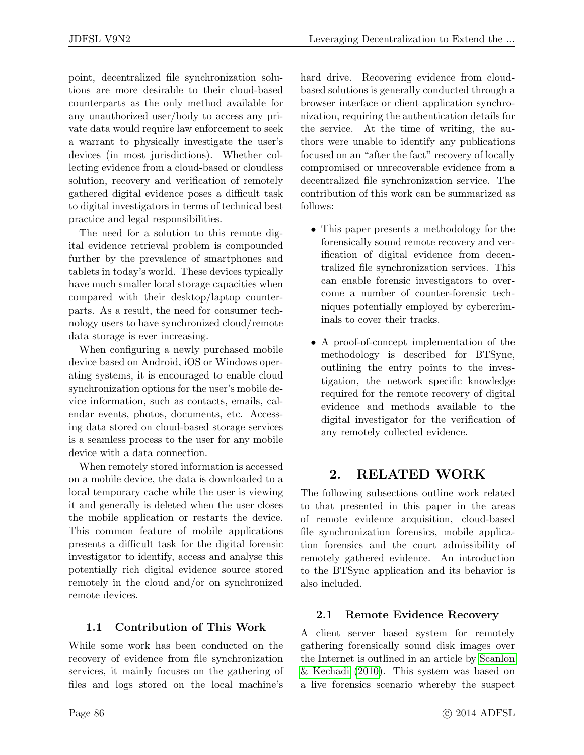point, decentralized file synchronization solutions are more desirable to their cloud-based counterparts as the only method available for any unauthorized user/body to access any private data would require law enforcement to seek a warrant to physically investigate the user's devices (in most jurisdictions). Whether collecting evidence from a cloud-based or cloudless solution, recovery and verification of remotely gathered digital evidence poses a difficult task to digital investigators in terms of technical best practice and legal responsibilities.

The need for a solution to this remote digital evidence retrieval problem is compounded further by the prevalence of smartphones and tablets in today's world. These devices typically have much smaller local storage capacities when compared with their desktop/laptop counterparts. As a result, the need for consumer technology users to have synchronized cloud/remote data storage is ever increasing.

When configuring a newly purchased mobile device based on Android, iOS or Windows operating systems, it is encouraged to enable cloud synchronization options for the user's mobile device information, such as contacts, emails, calendar events, photos, documents, etc. Accessing data stored on cloud-based storage services is a seamless process to the user for any mobile device with a data connection.

When remotely stored information is accessed on a mobile device, the data is downloaded to a local temporary cache while the user is viewing it and generally is deleted when the user closes the mobile application or restarts the device. This common feature of mobile applications presents a difficult task for the digital forensic investigator to identify, access and analyse this potentially rich digital evidence source stored remotely in the cloud and/or on synchronized remote devices.

### 1.1 Contribution of This Work

While some work has been conducted on the recovery of evidence from file synchronization services, it mainly focuses on the gathering of files and logs stored on the local machine's hard drive. Recovering evidence from cloud-based solutions is generally conducted through a browser interface or client application synchronization, requiring the authentication details for the service. At the time of writing, the authors were unable to identify any publications focused on an "after the fact" recovery of locally compromised or unrecoverable evidence from a decentralized file synchronization service. The contribution of this work can be summarized as follows:

- This paper presents a methodology for the forensically sound remote recovery and verification of digital evidence from decentralized file synchronization services. This can enable forensic investigators to overcome a number of counter-forensic techniques potentially employed by cybercriminals to cover their tracks.
- A proof-of-concept implementation of the methodology is described for BTSync, outlining the entry points to the investigation, the network specific knowledge required for the remote recovery of digital evidence and methods available to the digital investigator for the verification of any remotely collected evidence.

## 2. RELATED WORK

The following subsections outline work related to that presented in this paper in the areas of remote evidence acquisition, cloud-based file synchronization forensics, mobile application forensics and the court admissibility of remotely gathered evidence. An introduction to the BTSync application and its behavior is also included.

### 2.1 Remote Evidence Recovery

A client server based system for remotely gathering forensically sound disk images over the Internet is outlined in an article by Scanlon & Kechadi (2010). This system was based on a live forensics scenario whereby the suspect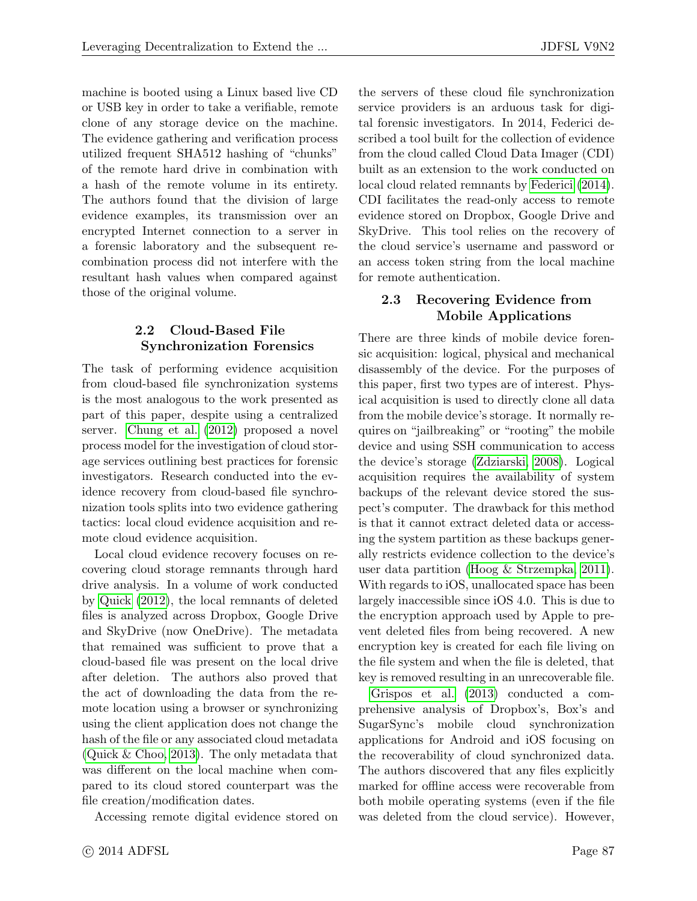machine is booted using a Linux based live CD or USB key in order to take a verifiable, remote clone of any storage device on the machine. The evidence gathering and verification process utilized frequent SHA512 hashing of "chunks" of the remote hard drive in combination with a hash of the remote volume in its entirety. The authors found that the division of large evidence examples, its transmission over an encrypted Internet connection to a server in a forensic laboratory and the subsequent recombination process did not interfere with the resultant hash values when compared against those of the original volume.

### 2.2 Cloud-Based File Synchronization Forensics

The task of performing evidence acquisition from cloud-based file synchronization systems is the most analogous to the work presented as part of this paper, despite using a centralized server. Chung et al. (2012) proposed a novel process model for the investigation of cloud storage services outlining best practices for forensic investigators. Research conducted into the evidence recovery from cloud-based file synchronization tools splits into two evidence gathering tactics: local cloud evidence acquisition and remote cloud evidence acquisition.

Local cloud evidence recovery focuses on recovering cloud storage remnants through hard drive analysis. In a volume of work conducted by Quick (2012), the local remnants of deleted files is analyzed across Dropbox, Google Drive and SkyDrive (now OneDrive). The metadata that remained was sufficient to prove that a cloud-based file was present on the local drive after deletion. The authors also proved that the act of downloading the data from the remote location using a browser or synchronizing using the client application does not change the hash of the file or any associated cloud metadata (Quick & Choo, 2013). The only metadata that was different on the local machine when compared to its cloud stored counterpart was the file creation/modification dates.

Accessing remote digital evidence stored on the servers of these cloud file synchronization service providers is an arduous task for digital forensic investigators. In 2014, Federici described a tool built for the collection of evidence from the cloud called Cloud Data Imager (CDI) built as an extension to the work conducted on local cloud related remnants by Federici (2014). CDI facilitates the read-only access to remote evidence stored on Dropbox, Google Drive and SkyDrive. This tool relies on the recovery of the cloud service's username and password or an access token string from the local machine for remote authentication.

### 2.3 Recovering Evidence from Mobile Applications

There are three kinds of mobile device forensic acquisition: logical, physical and mechanical disassembly of the device. For the purposes of this paper, first two types are of interest. Physical acquisition is used to directly clone all data from the mobile device's storage. It normally requires on "jailbreaking" or "rooting" the mobile device and using SSH communication to access the device's storage (Zdziarski, 2008). Logical acquisition requires the availability of system backups of the relevant device stored the suspect's computer. The drawback for this method is that it cannot extract deleted data or accessing the system partition as these backups generally restricts evidence collection to the device's user data partition (Hoog & Strzempka, 2011). With regards to iOS, unallocated space has been largely inaccessible since iOS 4.0. This is due to the encryption approach used by Apple to prevent deleted files from being recovered. A new encryption key is created for each file living on the file system and when the file is deleted, that key is removed resulting in an unrecoverable file.

Grispos et al. (2013) conducted a comprehensive analysis of Dropbox's, Box's and SugarSync's mobile cloud synchronization applications for Android and iOS focusing on the recoverability of cloud synchronized data. The authors discovered that any files explicitly marked for offline access were recoverable from both mobile operating systems (even if the file was deleted from the cloud service). However,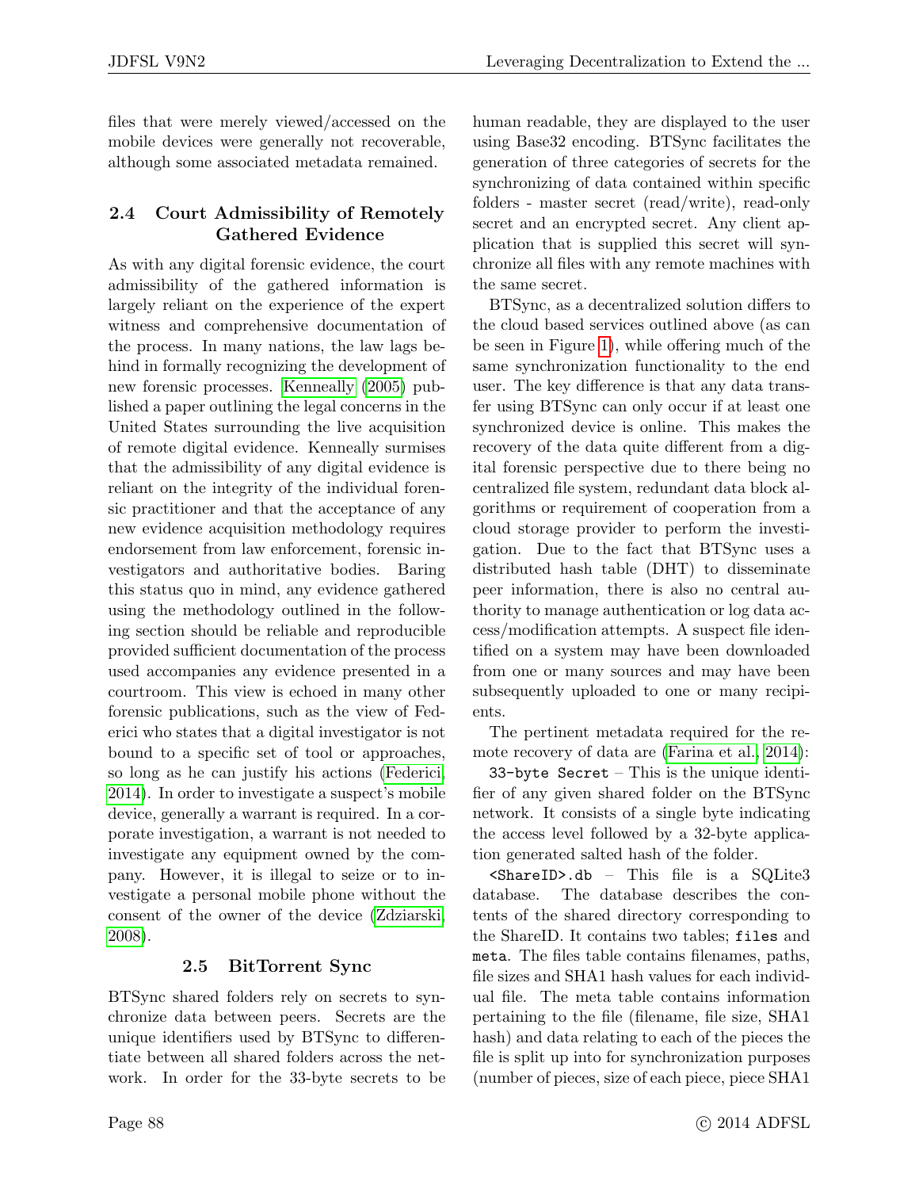files that were merely viewed/accessed on the mobile devices were generally not recoverable, although some associated metadata remained.

### 2.4 Court Admissibility of Remotely Gathered Evidence

As with any digital forensic evidence, the court admissibility of the gathered information is largely reliant on the experience of the expert witness and comprehensive documentation of the process. In many nations, the law lags behind in formally recognizing the development of new forensic processes. Kenneally (2005) published a paper outlining the legal concerns in the United States surrounding the live acquisition of remote digital evidence. Kenneally surmises that the admissibility of any digital evidence is reliant on the integrity of the individual forensic practitioner and that the acceptance of any new evidence acquisition methodology requires endorsement from law enforcement, forensic investigators and authoritative bodies. Baring this status quo in mind, any evidence gathered using the methodology outlined in the following section should be reliable and reproducible provided sufficient documentation of the process used accompanies any evidence presented in a courtroom. This view is echoed in many other forensic publications, such as the view of Federici who states that a digital investigator is not bound to a specific set of tool or approaches, so long as he can justify his actions (Federici, 2014). In order to investigate a suspect's mobile device, generally a warrant is required. In a corporate investigation, a warrant is not needed to investigate any equipment owned by the company. However, it is illegal to seize or to investigate a personal mobile phone without the consent of the owner of the device (Zdziarski, 2008).

### 2.5 BitTorrent Sync

BTSync shared folders rely on secrets to synchronize data between peers. Secrets are the unique identifiers used by BTSync to differentiate between all shared folders across the network. In order for the 33-byte secrets to be human readable, they are displayed to the user using Base32 encoding. BTSync facilitates the generation of three categories of secrets for the synchronizing of data contained within specific folders - master secret (read/write), read-only secret and an encrypted secret. Any client application that is supplied this secret will synchronize all files with any remote machines with the same secret.

BTSync, as a decentralized solution differs to the cloud based services outlined above (as can be seen in Figure 1), while offering much of the same synchronization functionality to the end user. The key difference is that any data transfer using BTSync can only occur if at least one synchronized device is online. This makes the recovery of the data quite different from a digital forensic perspective due to there being no centralized file system, redundant data block algorithms or requirement of cooperation from a cloud storage provider to perform the investigation. Due to the fact that BTSync uses a distributed hash table (DHT) to disseminate peer information, there is also no central authority to manage authentication or log data access/modification attempts. A suspect file identified on a system may have been downloaded from one or many sources and may have been subsequently uploaded to one or many recipients.

The pertinent metadata required for the remote recovery of data are (Farina et al., 2014):

`33-byte Secret` – This is the unique identifier of any given shared folder on the BTSync network. It consists of a single byte indicating the access level followed by a 32-byte application generated salted hash of the folder.

`<ShareID>.db` – This file is a SQLite3 database. The database describes the contents of the shared directory corresponding to the ShareID. It contains two tables; `files` and `meta`. The files table contains filenames, paths, file sizes and SHA1 hash values for each individual file. The meta table contains information pertaining to the file (filename, file size, SHA1 hash) and data relating to each of the pieces the file is split up into for synchronization purposes (number of pieces, size of each piece, piece SHA1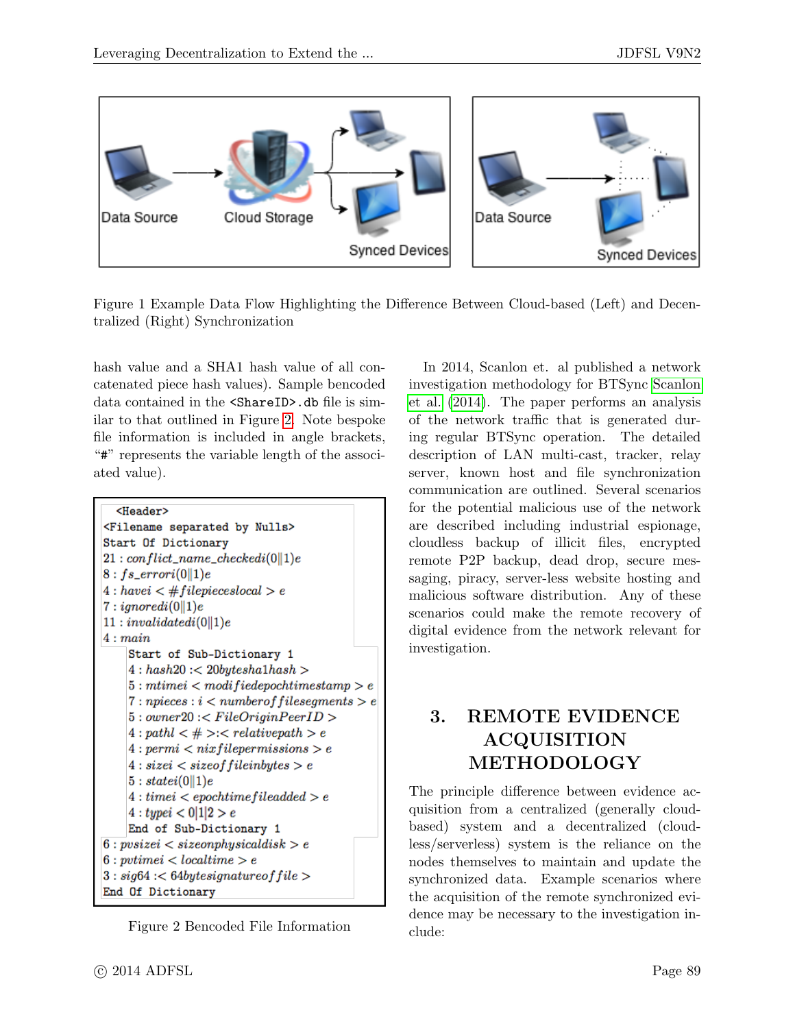Figure 1 Example Data Flow Highlighting the Difference Between Cloud-based (Left) and Decentralized (Right) Synchronization

hash value and a SHA1 hash value of all concatenated piece hash values). Sample bencoded data contained in the `<ShareID>.db` file is similar to that outlined in Figure 2. Note bespoke file information is included in angle brackets, "#" represents the variable length of the associated value).

```
<Header>
<Filename separated by Nulls>
Start Of Dictionary
21 : conflict_name_checkedi(0||1)e
8 : fs_errori(0||1)e
4 : havei < #filepieceslocal > e
7 : ignoredi(0||1)e
11 : invalidatedi(0||1)e
4 : main
    Start of Sub-Dictionary 1
    4 : hash20 :< 20bytesha1hash >
    5 : mtimei < modifiedepochtimestamp > e
    7 : npieces : i < numberoffilesegments > e
    5 : owner20 :< FileOriginPeerID >
    4 : pathl < # >:< relativepath > e
    4 : permi < nixfilepermissions > e
    4 : sizei < sizeoffileinbytes > e
    5 : statei(0||1)e
    4 : timei < epochtimefileadded > e
    4 : typei < 0|1|2 > e
    End of Sub-Dictionary 1
6 : pvsizei < sizeonphysicaldisk > e
6 : pvtimei < localtime > e
3 : sig64 :< 64bytesignatureoffile >
End Of Dictionary
```

Figure 2 Bencoded File Information

In 2014, Scanlon et. al published a network investigation methodology for BTSync Scanlon et al. (2014). The paper performs an analysis of the network traffic that is generated during regular BTSync operation. The detailed description of LAN multi-cast, tracker, relay server, known host and file synchronization communication are outlined. Several scenarios for the potential malicious use of the network are described including industrial espionage, cloudless backup of illicit files, encrypted remote P2P backup, dead drop, secure messaging, piracy, server-less website hosting and malicious software distribution. Any of these scenarios could make the remote recovery of digital evidence from the network relevant for investigation.

## 3. REMOTE EVIDENCE ACQUISITION METHODOLOGY

The principle difference between evidence acquisition from a centralized (generally cloud-based) system and a decentralized (cloudless/serverless) system is the reliance on the nodes themselves to maintain and update the synchronized data. Example scenarios where the acquisition of the remote synchronized evidence may be necessary to the investigation include: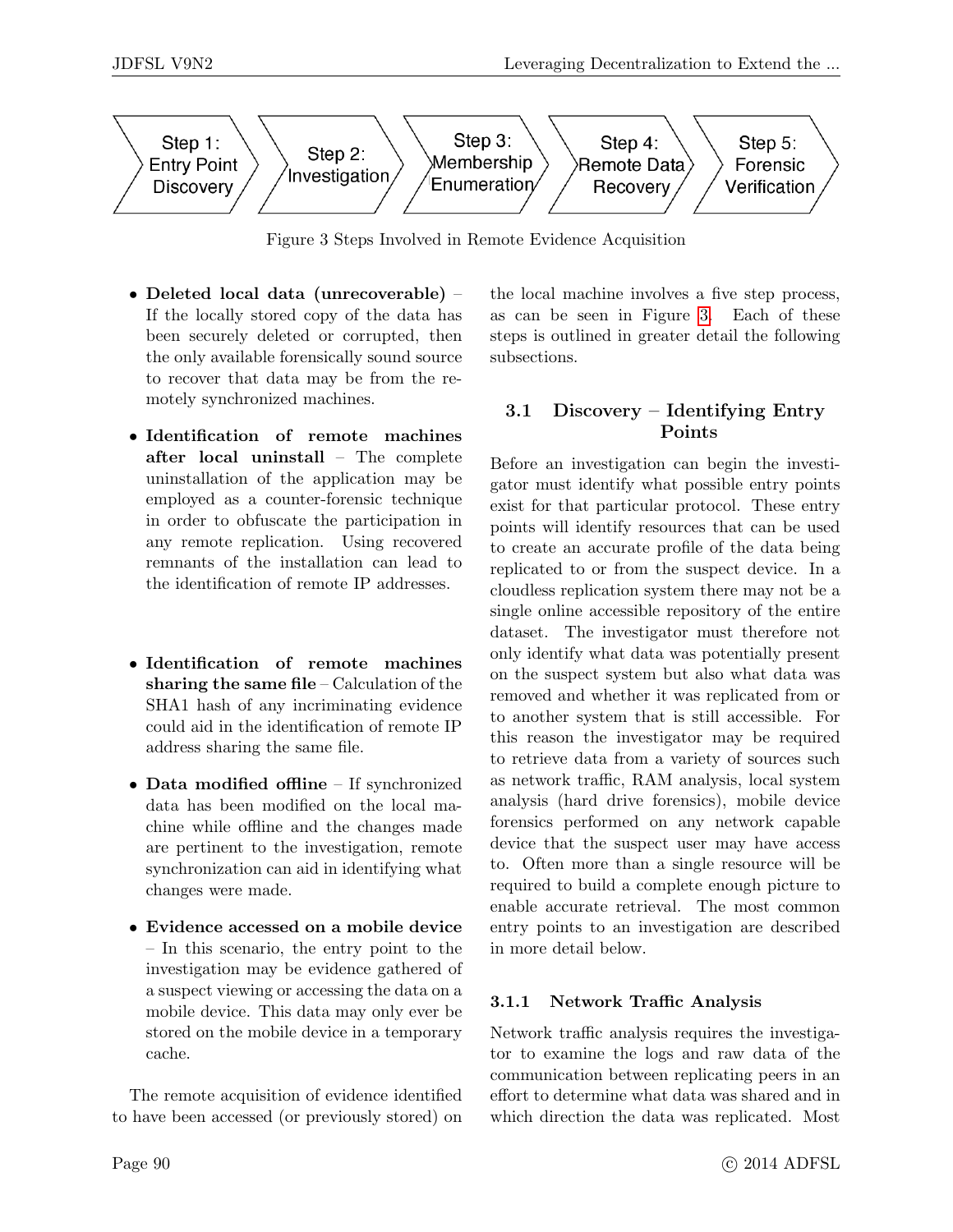Step 1: Entry Point Discovery → Step 2: Investigation → Step 3: Membership Enumeration → Step 4: Remote Data Recovery → Step 5: Forensic Verification

Figure 3 Steps Involved in Remote Evidence Acquisition

- **Deleted local data (unrecoverable)** – If the locally stored copy of the data has been securely deleted or corrupted, then the only available forensically sound source to recover that data may be from the remotely synchronized machines.
- **Identification of remote machines after local uninstall** – The complete uninstallation of the application may be employed as a counter-forensic technique in order to obfuscate the participation in any remote replication. Using recovered remnants of the installation can lead to the identification of remote IP addresses.
- **Identification of remote machines sharing the same file** – Calculation of the SHA1 hash of any incriminating evidence could aid in the identification of remote IP address sharing the same file.
- **Data modified offline** – If synchronized data has been modified on the local machine while offline and the changes made are pertinent to the investigation, remote synchronization can aid in identifying what changes were made.
- **Evidence accessed on a mobile device** – In this scenario, the entry point to the investigation may be evidence gathered of a suspect viewing or accessing the data on a mobile device. This data may only ever be stored on the mobile device in a temporary cache.

The remote acquisition of evidence identified to have been accessed (or previously stored) on the local machine involves a five step process, as can be seen in Figure 3. Each of these steps is outlined in greater detail the following subsections.

## 3.1 Discovery – Identifying Entry Points

Before an investigation can begin the investigator must identify what possible entry points exist for that particular protocol. These entry points will identify resources that can be used to create an accurate profile of the data being replicated to or from the suspect device. In a cloudless replication system there may not be a single online accessible repository of the entire dataset. The investigator must therefore not only identify what data was potentially present on the suspect system but also what data was removed and whether it was replicated from or to another system that is still accessible. For this reason the investigator may be required to retrieve data from a variety of sources such as network traffic, RAM analysis, local system analysis (hard drive forensics), mobile device forensics performed on any network capable device that the suspect user may have access to. Often more than a single resource will be required to build a complete enough picture to enable accurate retrieval. The most common entry points to an investigation are described in more detail below.

### 3.1.1 Network Traffic Analysis

Network traffic analysis requires the investigator to examine the logs and raw data of the communication between replicating peers in an effort to determine what data was shared and in which direction the data was replicated. Most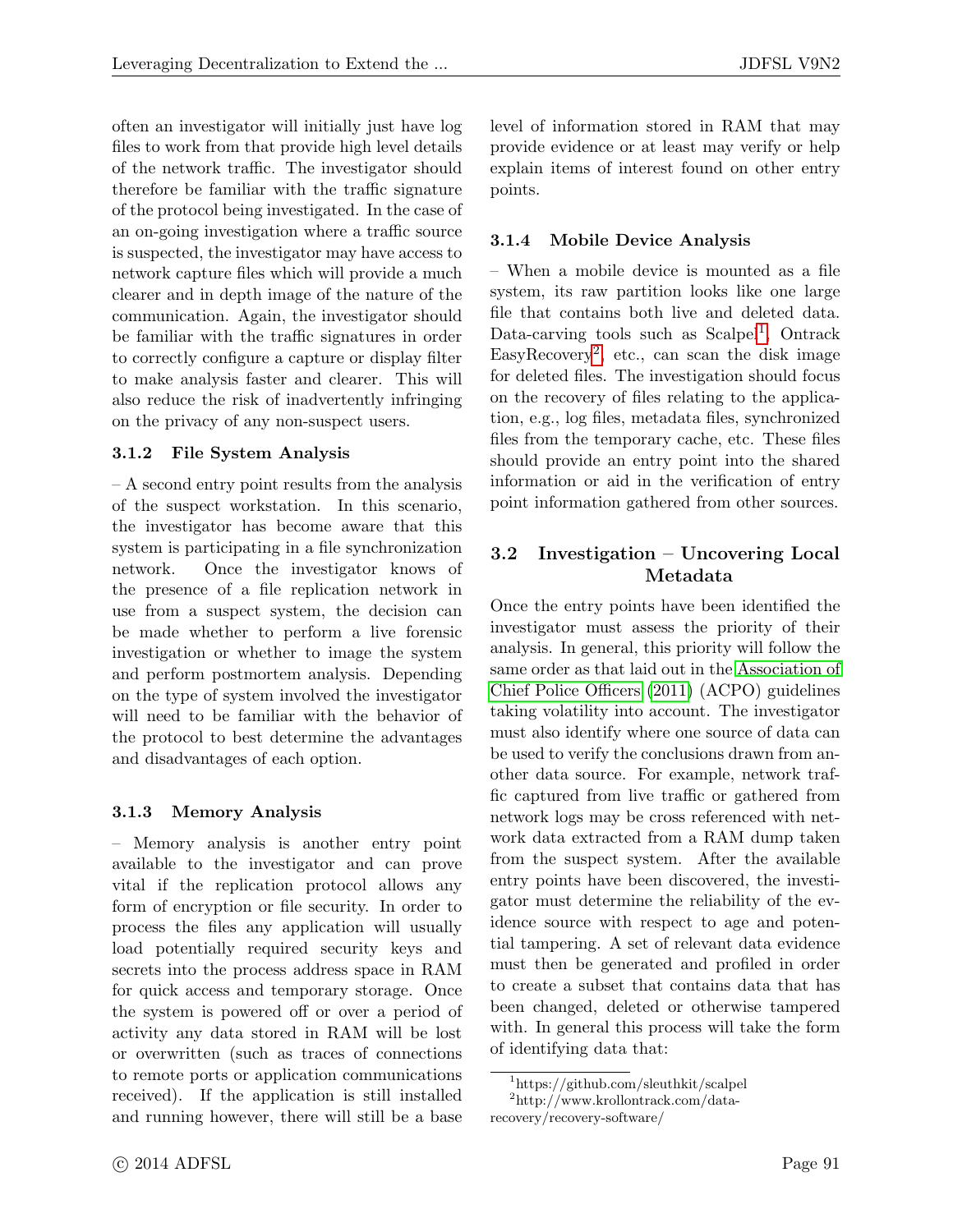often an investigator will initially just have log files to work from that provide high level details of the network traffic. The investigator should therefore be familiar with the traffic signature of the protocol being investigated. In the case of an on-going investigation where a traffic source is suspected, the investigator may have access to network capture files which will provide a much clearer and in depth image of the nature of the communication. Again, the investigator should be familiar with the traffic signatures in order to correctly configure a capture or display filter to make analysis faster and clearer. This will also reduce the risk of inadvertently infringing on the privacy of any non-suspect users.

### 3.1.2 File System Analysis

– A second entry point results from the analysis of the suspect workstation. In this scenario, the investigator has become aware that this system is participating in a file synchronization network. Once the investigator knows of the presence of a file replication network in use from a suspect system, the decision can be made whether to perform a live forensic investigation or whether to image the system and perform postmortem analysis. Depending on the type of system involved the investigator will need to be familiar with the behavior of the protocol to best determine the advantages and disadvantages of each option.

### 3.1.3 Memory Analysis

– Memory analysis is another entry point available to the investigator and can prove vital if the replication protocol allows any form of encryption or file security. In order to process the files any application will usually load potentially required security keys and secrets into the process address space in RAM for quick access and temporary storage. Once the system is powered off or over a period of activity any data stored in RAM will be lost or overwritten (such as traces of connections to remote ports or application communications received). If the application is still installed and running however, there will still be a base level of information stored in RAM that may provide evidence or at least may verify or help explain items of interest found on other entry points.

### 3.1.4 Mobile Device Analysis

– When a mobile device is mounted as a file system, its raw partition looks like one large file that contains both live and deleted data. Data-carving tools such as Scalpel[1], Ontrack EasyRecovery[2], etc., can scan the disk image for deleted files. The investigation should focus on the recovery of files relating to the application, e.g., log files, metadata files, synchronized files from the temporary cache, etc. These files should provide an entry point into the shared information or aid in the verification of entry point information gathered from other sources.

## 3.2 Investigation – Uncovering Local Metadata

Once the entry points have been identified the investigator must assess the priority of their analysis. In general, this priority will follow the same order as that laid out in the Association of Chief Police Officers (2011) (ACPO) guidelines taking volatility into account. The investigator must also identify where one source of data can be used to verify the conclusions drawn from another data source. For example, network traffic captured from live traffic or gathered from network logs may be cross referenced with network data extracted from a RAM dump taken from the suspect system. After the available entry points have been discovered, the investigator must determine the reliability of the evidence source with respect to age and potential tampering. A set of relevant data evidence must then be generated and profiled in order to create a subset that contains data that has been changed, deleted or otherwise tampered with. In general this process will take the form of identifying data that:

[1] https://github.com/sleuthkit/scalpel

[2] http://www.krollontrack.com/data-recovery/recovery-software/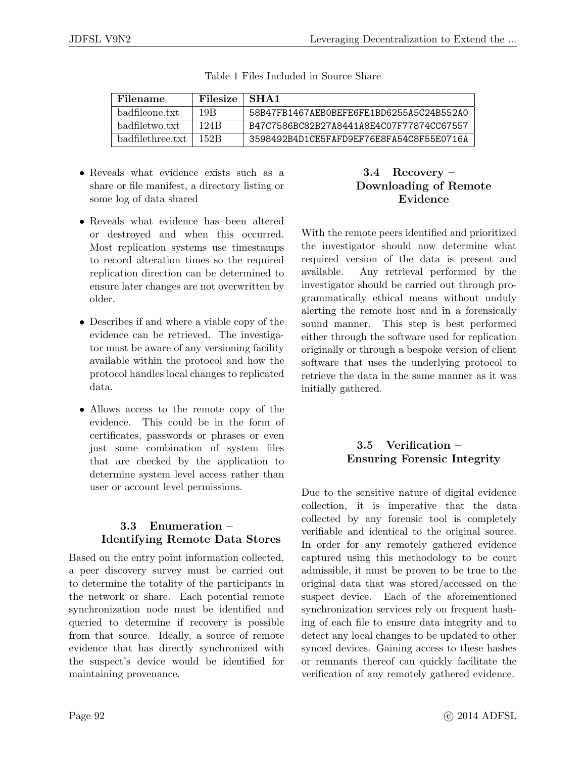Table 1 Files Included in Source Share

| Filename | Filesize | SHA1 |
| --- | --- | --- |
| badfileone.txt | 19B | 58B47FB1467AEB0BEFE6FE1BD6255A5C24B552A0 |
| badfiletwo.txt | 124B | B47C7586BC82B27A8441A8E4C07F77874CC67557 |
| badfilethree.txt | 152B | 3598492B4D1CE5FAFD9EF76E8FA54C8F55E0716A |

- Reveals what evidence exists such as a share or file manifest, a directory listing or some log of data shared
- Reveals what evidence has been altered or destroyed and when this occurred. Most replication systems use timestamps to record alteration times so the required replication direction can be determined to ensure later changes are not overwritten by older.
- Describes if and where a viable copy of the evidence can be retrieved. The investigator must be aware of any versioning facility available within the protocol and how the protocol handles local changes to replicated data.
- Allows access to the remote copy of the evidence. This could be in the form of certificates, passwords or phrases or even just some combination of system files that are checked by the application to determine system level access rather than user or account level permissions.

### 3.3 Enumeration – Identifying Remote Data Stores

Based on the entry point information collected, a peer discovery survey must be carried out to determine the totality of the participants in the network or share. Each potential remote synchronization node must be identified and queried to determine if recovery is possible from that source. Ideally, a source of remote evidence that has directly synchronized with the suspect's device would be identified for maintaining provenance.

### 3.4 Recovery – Downloading of Remote Evidence

With the remote peers identified and prioritized the investigator should now determine what required version of the data is present and available. Any retrieval performed by the investigator should be carried out through programmatically ethical means without unduly alerting the remote host and in a forensically sound manner. This step is best performed either through the software used for replication originally or through a bespoke version of client software that uses the underlying protocol to retrieve the data in the same manner as it was initially gathered.

### 3.5 Verification – Ensuring Forensic Integrity

Due to the sensitive nature of digital evidence collection, it is imperative that the data collected by any forensic tool is completely verifiable and identical to the original source. In order for any remotely gathered evidence captured using this methodology to be court admissible, it must be proven to be true to the original data that was stored/accessed on the suspect device. Each of the aforementioned synchronization services rely on frequent hashing of each file to ensure data integrity and to detect any local changes to be updated to other synced devices. Gaining access to these hashes or remnants thereof can quickly facilitate the verification of any remotely gathered evidence.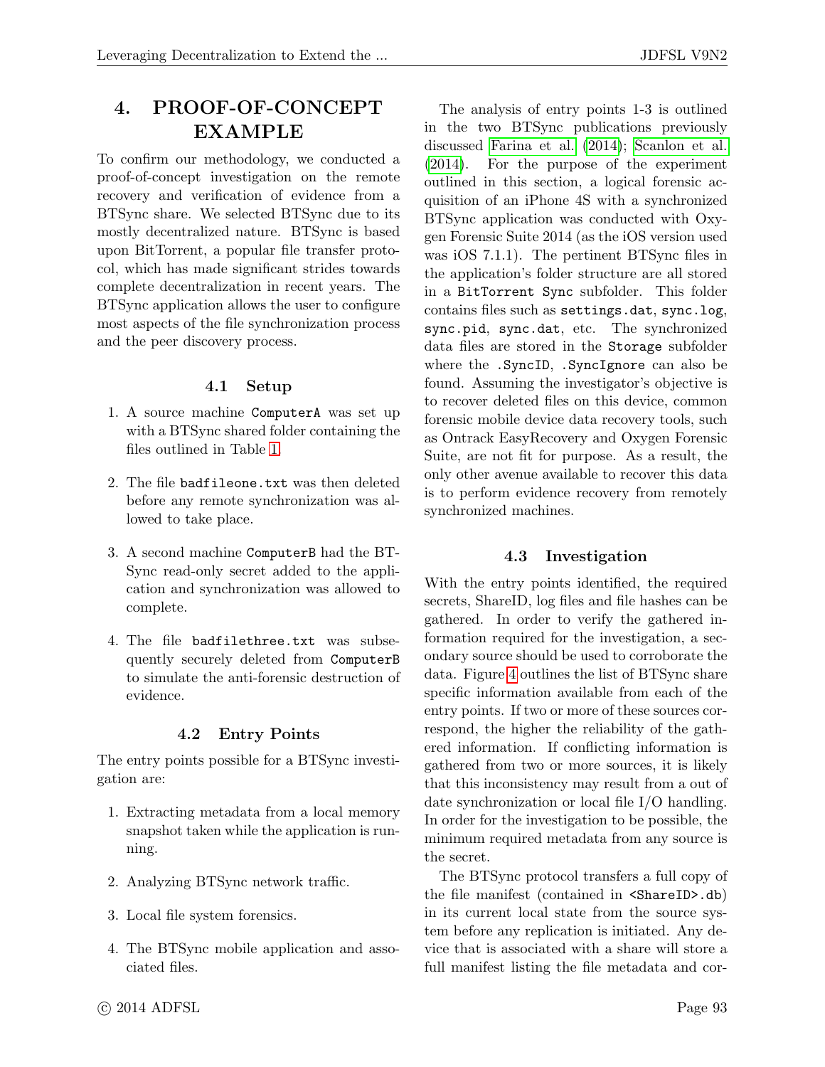# 4. PROOF-OF-CONCEPT EXAMPLE

To confirm our methodology, we conducted a proof-of-concept investigation on the remote recovery and verification of evidence from a BTSync share. We selected BTSync due to its mostly decentralized nature. BTSync is based upon BitTorrent, a popular file transfer protocol, which has made significant strides towards complete decentralization in recent years. The BTSync application allows the user to configure most aspects of the file synchronization process and the peer discovery process.

## 4.1 Setup

1. A source machine `ComputerA` was set up with a BTSync shared folder containing the files outlined in Table 1.

2. The file `badfileone.txt` was then deleted before any remote synchronization was allowed to take place.

3. A second machine `ComputerB` had the BTSync read-only secret added to the application and synchronization was allowed to complete.

4. The file `badfilethree.txt` was subsequently securely deleted from `ComputerB` to simulate the anti-forensic destruction of evidence.

## 4.2 Entry Points

The entry points possible for a BTSync investigation are:

1. Extracting metadata from a local memory snapshot taken while the application is running.

2. Analyzing BTSync network traffic.

3. Local file system forensics.

4. The BTSync mobile application and associated files.

The analysis of entry points 1-3 is outlined in the two BTSync publications previously discussed Farina et al. (2014); Scanlon et al. (2014). For the purpose of the experiment outlined in this section, a logical forensic acquisition of an iPhone 4S with a synchronized BTSync application was conducted with Oxygen Forensic Suite 2014 (as the iOS version used was iOS 7.1.1). The pertinent BTSync files in the application's folder structure are all stored in a `BitTorrent Sync` subfolder. This folder contains files such as `settings.dat`, `sync.log`, `sync.pid`, `sync.dat`, etc. The synchronized data files are stored in the `Storage` subfolder where the `.SyncID`, `.SyncIgnore` can also be found. Assuming the investigator's objective is to recover deleted files on this device, common forensic mobile device data recovery tools, such as Ontrack EasyRecovery and Oxygen Forensic Suite, are not fit for purpose. As a result, the only other avenue available to recover this data is to perform evidence recovery from remotely synchronized machines.

## 4.3 Investigation

With the entry points identified, the required secrets, ShareID, log files and file hashes can be gathered. In order to verify the gathered information required for the investigation, a secondary source should be used to corroborate the data. Figure 4 outlines the list of BTSync share specific information available from each of the entry points. If two or more of these sources correspond, the higher the reliability of the gathered information. If conflicting information is gathered from two or more sources, it is likely that this inconsistency may result from a out of date synchronization or local file I/O handling. In order for the investigation to be possible, the minimum required metadata from any source is the secret.

The BTSync protocol transfers a full copy of the file manifest (contained in `<ShareID>.db`) in its current local state from the source system before any replication is initiated. Any device that is associated with a share will store a full manifest listing the file metadata and cor-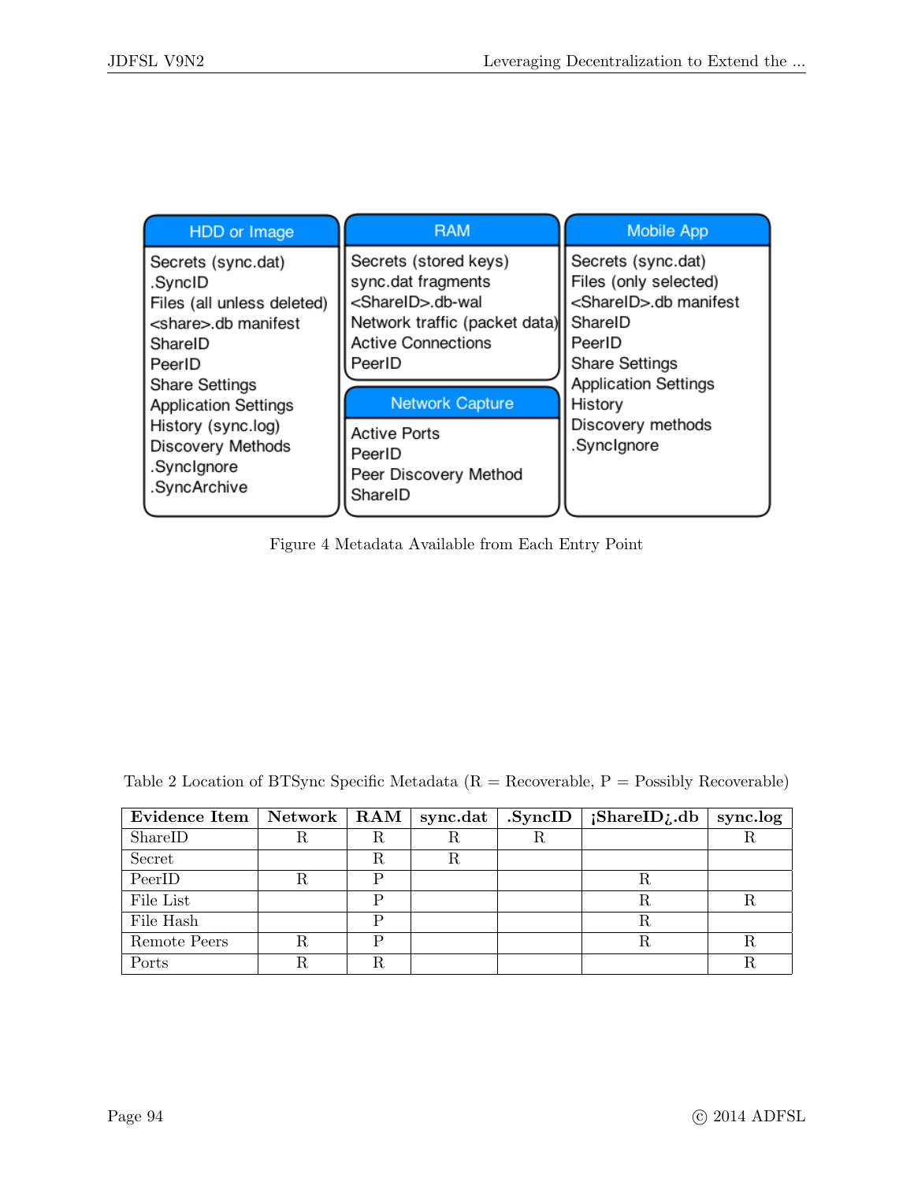**HDD or Image**
- Secrets (sync.dat)
- .SyncID
- Files (all unless deleted)
- <share>.db manifest
- ShareID
- PeerID
- Share Settings
- Application Settings
- History (sync.log)
- Discovery Methods
- .SyncIgnore
- .SyncArchive

**RAM**
- Secrets (stored keys)
- sync.dat fragments
- <ShareID>.db-wal
- Network traffic (packet data)
- Active Connections
- PeerID

**Network Capture**
- Active Ports
- PeerID
- Peer Discovery Method
- ShareID

**Mobile App**
- Secrets (sync.dat)
- Files (only selected)
- <ShareID>.db manifest
- ShareID
- PeerID
- Share Settings
- Application Settings
- History
- Discovery methods
- .SyncIgnore

Figure 4 Metadata Available from Each Entry Point

Table 2 Location of BTSync Specific Metadata (R = Recoverable, P = Possibly Recoverable)

| Evidence Item | Network | RAM | sync.dat | .SyncID | ¡ShareID¿.db | sync.log |
|---|---|---|---|---|---|---|
| ShareID | R | R | R | R | | R |
| Secret | | R | R | | | |
| PeerID | R | P | | | R | |
| File List | | P | | | R | R |
| File Hash | | P | | | R | |
| Remote Peers | R | P | | | R | R |
| Ports | R | R | | | | R |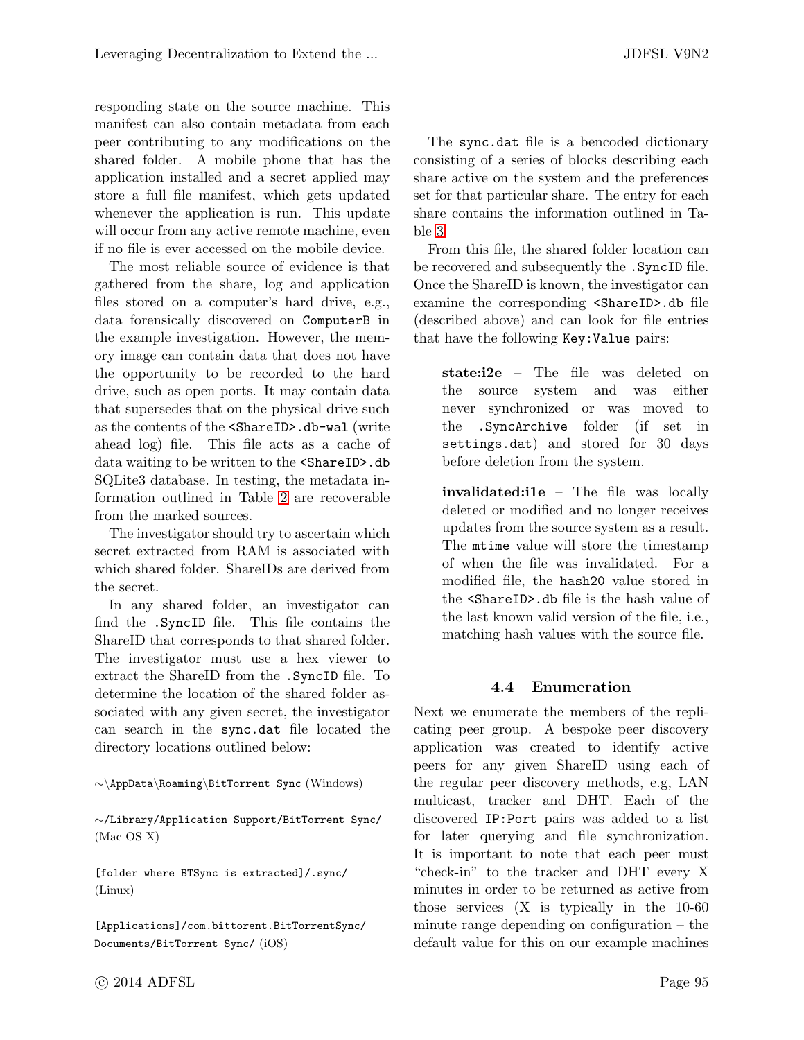responding state on the source machine. This manifest can also contain metadata from each peer contributing to any modifications on the shared folder. A mobile phone that has the application installed and a secret applied may store a full file manifest, which gets updated whenever the application is run. This update will occur from any active remote machine, even if no file is ever accessed on the mobile device.

The most reliable source of evidence is that gathered from the share, log and application files stored on a computer's hard drive, e.g., data forensically discovered on `ComputerB` in the example investigation. However, the memory image can contain data that does not have the opportunity to be recorded to the hard drive, such as open ports. It may contain data that supersedes that on the physical drive such as the contents of the `<ShareID>.db-wal` (write ahead log) file. This file acts as a cache of data waiting to be written to the `<ShareID>.db` SQLite3 database. In testing, the metadata information outlined in Table 2 are recoverable from the marked sources.

The investigator should try to ascertain which secret extracted from RAM is associated with which shared folder. ShareIDs are derived from the secret.

In any shared folder, an investigator can find the `.SyncID` file. This file contains the ShareID that corresponds to that shared folder. The investigator must use a hex viewer to extract the ShareID from the `.SyncID` file. To determine the location of the shared folder associated with any given secret, the investigator can search in the `sync.dat` file located the directory locations outlined below:

`~\AppData\Roaming\BitTorrent Sync` (Windows)

`~/Library/Application Support/BitTorrent Sync/` (Mac OS X)

`[folder where BTSync is extracted]/.sync/` (Linux)

`[Applications]/com.bittorent.BitTorrentSync/Documents/BitTorrent Sync/` (iOS)

The `sync.dat` file is a bencoded dictionary consisting of a series of blocks describing each share active on the system and the preferences set for that particular share. The entry for each share contains the information outlined in Table 3.

From this file, the shared folder location can be recovered and subsequently the `.SyncID` file. Once the ShareID is known, the investigator can examine the corresponding `<ShareID>.db` file (described above) and can look for file entries that have the following `Key:Value` pairs:

> **state:i2e** – The file was deleted on the source system and was either never synchronized or was moved to the `.SyncArchive` folder (if set in `settings.dat`) and stored for 30 days before deletion from the system.
>
> **invalidated:i1e** – The file was locally deleted or modified and no longer receives updates from the source system as a result. The `mtime` value will store the timestamp of when the file was invalidated. For a modified file, the `hash20` value stored in the `<ShareID>.db` file is the hash value of the last known valid version of the file, i.e., matching hash values with the source file.

### 4.4 Enumeration

Next we enumerate the members of the replicating peer group. A bespoke peer discovery application was created to identify active peers for any given ShareID using each of the regular peer discovery methods, e.g, LAN multicast, tracker and DHT. Each of the discovered `IP:Port` pairs was added to a list for later querying and file synchronization. It is important to note that each peer must "check-in" to the tracker and DHT every X minutes in order to be returned as active from those services (X is typically in the 10-60 minute range depending on configuration – the default value for this on our example machines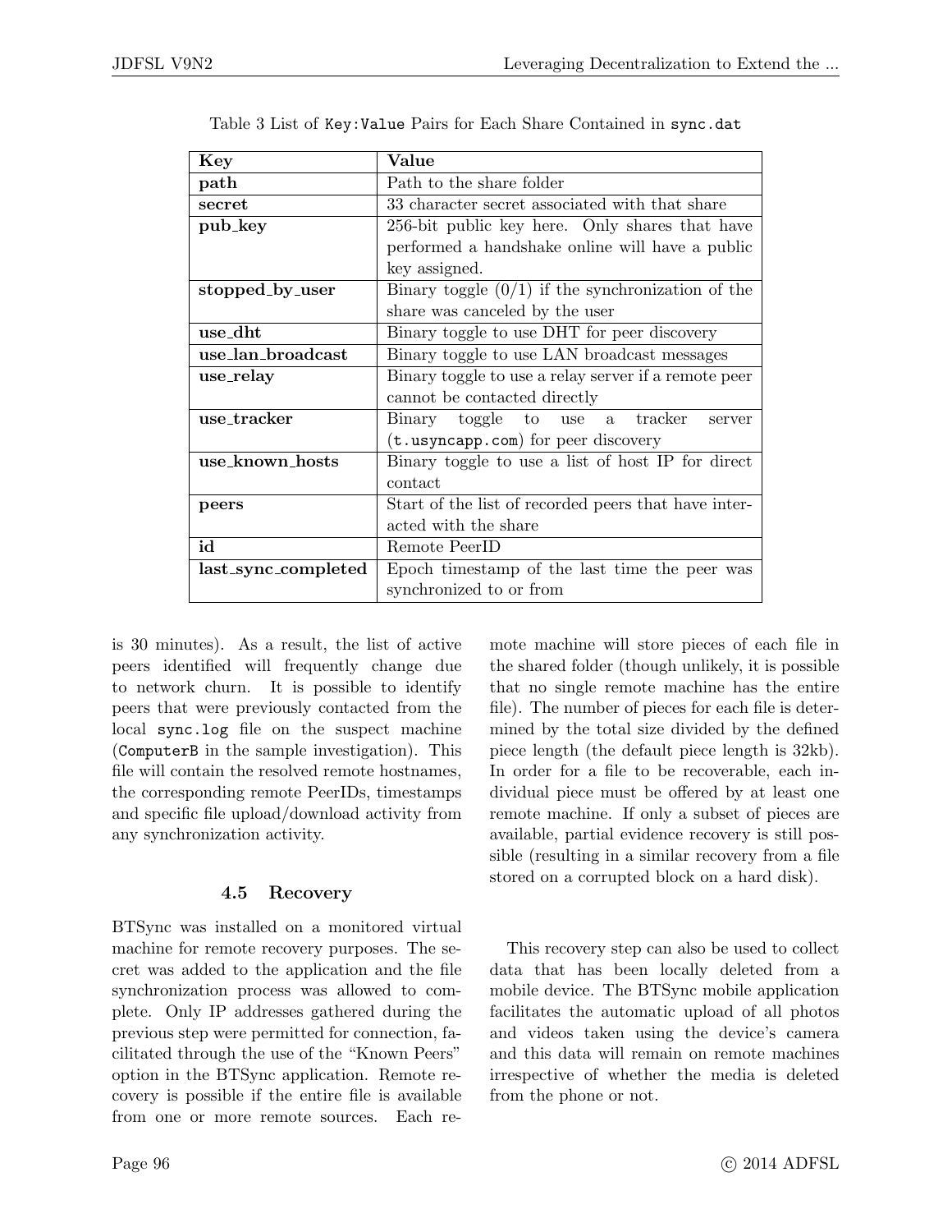Table 3 List of Key:Value Pairs for Each Share Contained in sync.dat

| **Key** | **Value** |
|---|---|
| **path** | Path to the share folder |
| **secret** | 33 character secret associated with that share |
| **pub_key** | 256-bit public key here. Only shares that have performed a handshake online will have a public key assigned. |
| **stopped_by_user** | Binary toggle (0/1) if the synchronization of the share was canceled by the user |
| **use_dht** | Binary toggle to use DHT for peer discovery |
| **use_lan_broadcast** | Binary toggle to use LAN broadcast messages |
| **use_relay** | Binary toggle to use a relay server if a remote peer cannot be contacted directly |
| **use_tracker** | Binary toggle to use a tracker server (t.usyncapp.com) for peer discovery |
| **use_known_hosts** | Binary toggle to use a list of host IP for direct contact |
| **peers** | Start of the list of recorded peers that have interacted with the share |
| **id** | Remote PeerID |
| **last_sync_completed** | Epoch timestamp of the last time the peer was synchronized to or from |

is 30 minutes). As a result, the list of active peers identified will frequently change due to network churn. It is possible to identify peers that were previously contacted from the local sync.log file on the suspect machine (ComputerB in the sample investigation). This file will contain the resolved remote hostnames, the corresponding remote PeerIDs, timestamps and specific file upload/download activity from any synchronization activity.

### 4.5 Recovery

BTSync was installed on a monitored virtual machine for remote recovery purposes. The secret was added to the application and the file synchronization process was allowed to complete. Only IP addresses gathered during the previous step were permitted for connection, facilitated through the use of the "Known Peers" option in the BTSync application. Remote recovery is possible if the entire file is available from one or more remote sources. Each remote machine will store pieces of each file in the shared folder (though unlikely, it is possible that no single remote machine has the entire file). The number of pieces for each file is determined by the total size divided by the defined piece length (the default piece length is 32kb). In order for a file to be recoverable, each individual piece must be offered by at least one remote machine. If only a subset of pieces are available, partial evidence recovery is still possible (resulting in a similar recovery from a file stored on a corrupted block on a hard disk).

This recovery step can also be used to collect data that has been locally deleted from a mobile device. The BTSync mobile application facilitates the automatic upload of all photos and videos taken using the device's camera and this data will remain on remote machines irrespective of whether the media is deleted from the phone or not.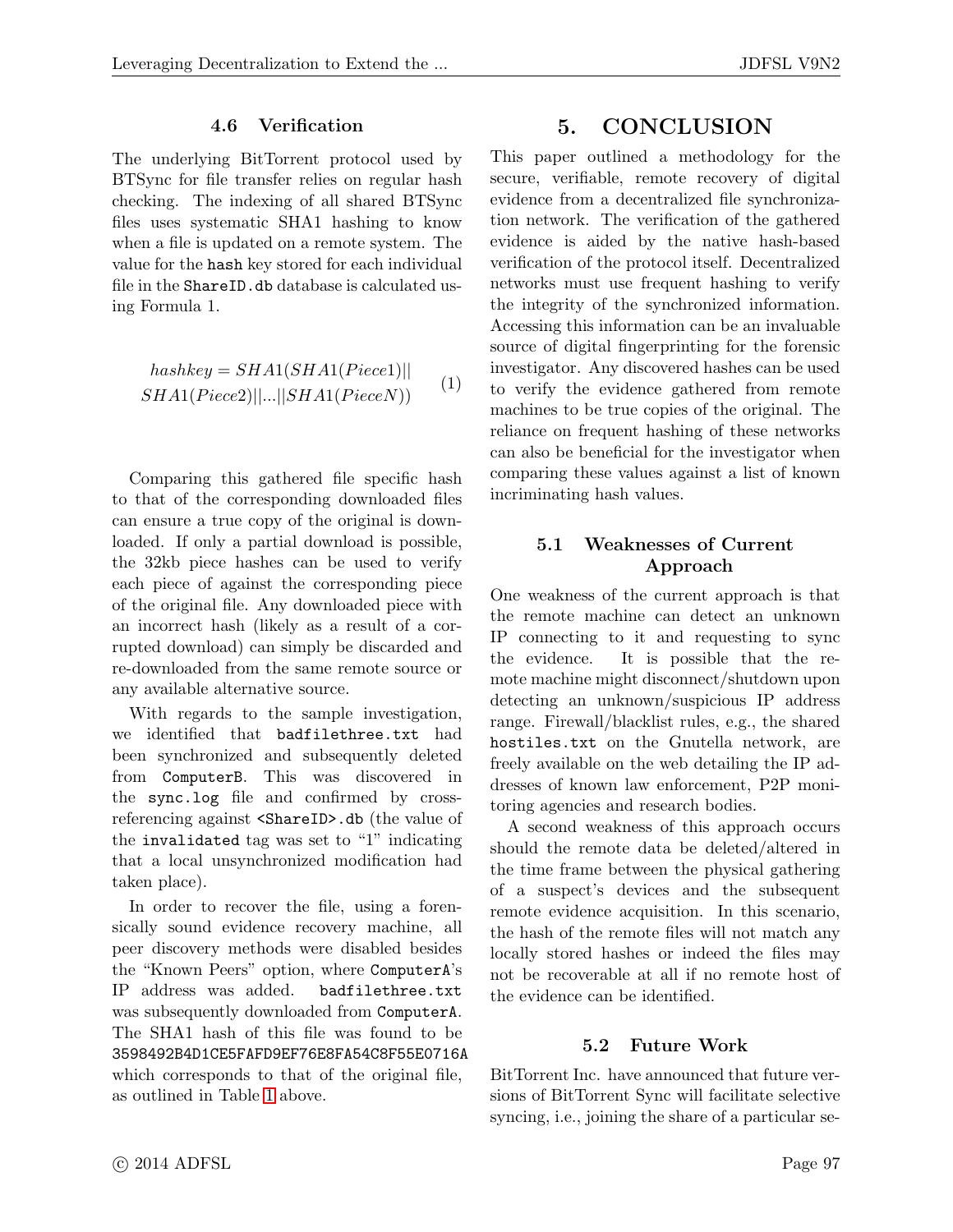### 4.6 Verification

The underlying BitTorrent protocol used by BTSync for file transfer relies on regular hash checking. The indexing of all shared BTSync files uses systematic SHA1 hashing to know when a file is updated on a remote system. The value for the `hash` key stored for each individual file in the `ShareID.db` database is calculated using Formula 1.

$$hashkey = SHA1(SHA1(Piece1)|| \\ SHA1(Piece2)||...||SHA1(PieceN)) \tag{1}$$

Comparing this gathered file specific hash to that of the corresponding downloaded files can ensure a true copy of the original is downloaded. If only a partial download is possible, the 32kb piece hashes can be used to verify each piece of against the corresponding piece of the original file. Any downloaded piece with an incorrect hash (likely as a result of a corrupted download) can simply be discarded and re-downloaded from the same remote source or any available alternative source.

With regards to the sample investigation, we identified that `badfilethree.txt` had been synchronized and subsequently deleted from `ComputerB`. This was discovered in the `sync.log` file and confirmed by cross-referencing against `<ShareID>.db` (the value of the `invalidated` tag was set to "1" indicating that a local unsynchronized modification had taken place).

In order to recover the file, using a forensically sound evidence recovery machine, all peer discovery methods were disabled besides the "Known Peers" option, where `ComputerA`'s IP address was added. `badfilethree.txt` was subsequently downloaded from `ComputerA`. The SHA1 hash of this file was found to be `3598492B4D1CE5FAFD9EF76E8FA54C8F55E0716A` which corresponds to that of the original file, as outlined in Table 1 above.

# 5. CONCLUSION

This paper outlined a methodology for the secure, verifiable, remote recovery of digital evidence from a decentralized file synchronization network. The verification of the gathered evidence is aided by the native hash-based verification of the protocol itself. Decentralized networks must use frequent hashing to verify the integrity of the synchronized information. Accessing this information can be an invaluable source of digital fingerprinting for the forensic investigator. Any discovered hashes can be used to verify the evidence gathered from remote machines to be true copies of the original. The reliance on frequent hashing of these networks can also be beneficial for the investigator when comparing these values against a list of known incriminating hash values.

### 5.1 Weaknesses of Current Approach

One weakness of the current approach is that the remote machine can detect an unknown IP connecting to it and requesting to sync the evidence. It is possible that the remote machine might disconnect/shutdown upon detecting an unknown/suspicious IP address range. Firewall/blacklist rules, e.g., the shared `hostiles.txt` on the Gnutella network, are freely available on the web detailing the IP addresses of known law enforcement, P2P monitoring agencies and research bodies.

A second weakness of this approach occurs should the remote data be deleted/altered in the time frame between the physical gathering of a suspect's devices and the subsequent remote evidence acquisition. In this scenario, the hash of the remote files will not match any locally stored hashes or indeed the files may not be recoverable at all if no remote host of the evidence can be identified.

### 5.2 Future Work

BitTorrent Inc. have announced that future versions of BitTorrent Sync will facilitate selective syncing, i.e., joining the share of a particular se-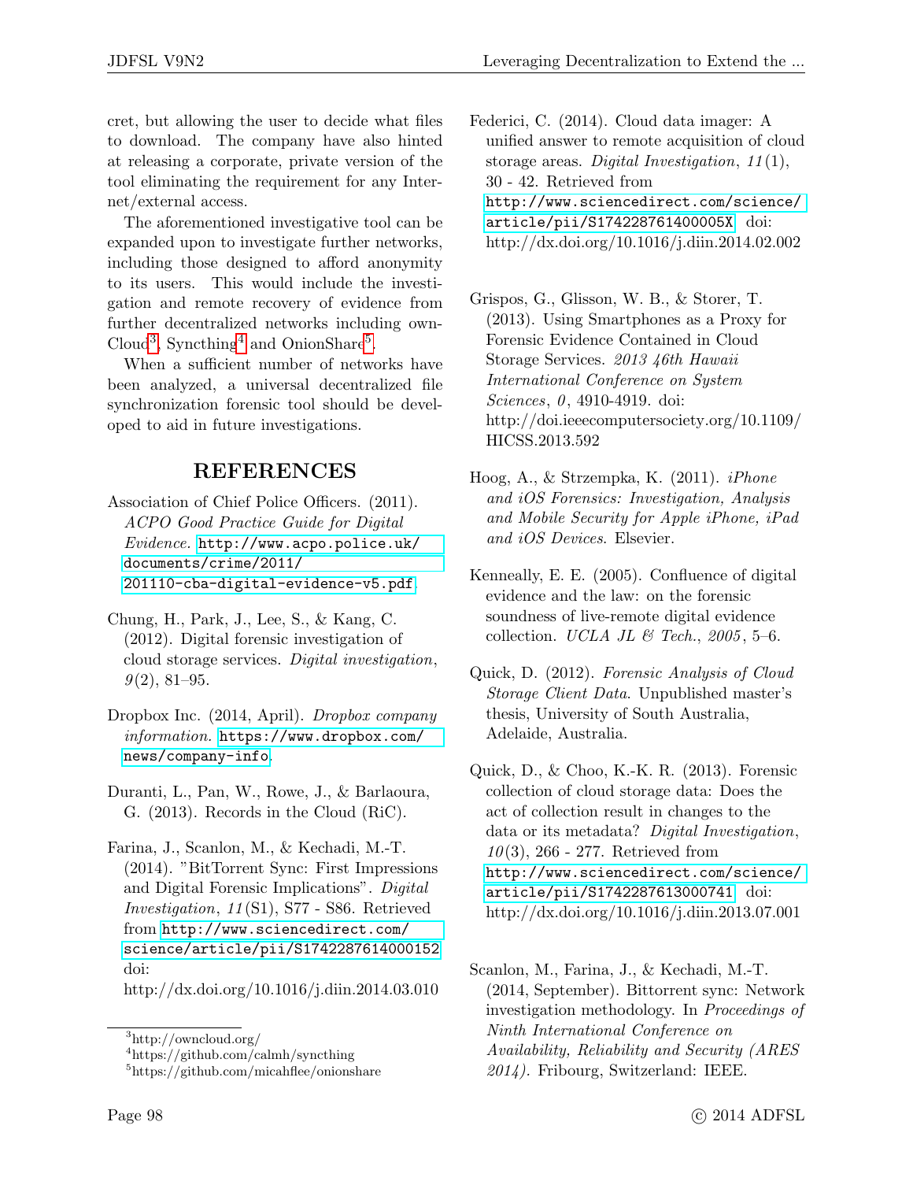cret, but allowing the user to decide what files to download. The company have also hinted at releasing a corporate, private version of the tool eliminating the requirement for any Internet/external access.

The aforementioned investigative tool can be expanded upon to investigate further networks, including those designed to afford anonymity to its users. This would include the investigation and remote recovery of evidence from further decentralized networks including ownCloud[3], Syncthing[4] and OnionShare[5].

When a sufficient number of networks have been analyzed, a universal decentralized file synchronization forensic tool should be developed to aid in future investigations.

## REFERENCES

Association of Chief Police Officers. (2011). *ACPO Good Practice Guide for Digital Evidence.* http://www.acpo.police.uk/documents/crime/2011/201110-cba-digital-evidence-v5.pdf.

Chung, H., Park, J., Lee, S., & Kang, C. (2012). Digital forensic investigation of cloud storage services. *Digital investigation*, *9*(2), 81–95.

Dropbox Inc. (2014, April). *Dropbox company information.* https://www.dropbox.com/news/company-info.

Duranti, L., Pan, W., Rowe, J., & Barlaoura, G. (2013). Records in the Cloud (RiC).

Farina, J., Scanlon, M., & Kechadi, M.-T. (2014). "BitTorrent Sync: First Impressions and Digital Forensic Implications". *Digital Investigation*, *11*(S1), S77 - S86. Retrieved from http://www.sciencedirect.com/science/article/pii/S1742287614000152 doi: http://dx.doi.org/10.1016/j.diin.2014.03.010

Federici, C. (2014). Cloud data imager: A unified answer to remote acquisition of cloud storage areas. *Digital Investigation*, *11*(1), 30 - 42. Retrieved from http://www.sciencedirect.com/science/article/pii/S174228761400005X doi: http://dx.doi.org/10.1016/j.diin.2014.02.002

Grispos, G., Glisson, W. B., & Storer, T. (2013). Using Smartphones as a Proxy for Forensic Evidence Contained in Cloud Storage Services. *2013 46th Hawaii International Conference on System Sciences*, *0*, 4910-4919. doi: http://doi.ieeecomputersociety.org/10.1109/HICSS.2013.592

Hoog, A., & Strzempka, K. (2011). *iPhone and iOS Forensics: Investigation, Analysis and Mobile Security for Apple iPhone, iPad and iOS Devices*. Elsevier.

Kenneally, E. E. (2005). Confluence of digital evidence and the law: on the forensic soundness of live-remote digital evidence collection. *UCLA JL & Tech.*, *2005*, 5–6.

Quick, D. (2012). *Forensic Analysis of Cloud Storage Client Data*. Unpublished master's thesis, University of South Australia, Adelaide, Australia.

Quick, D., & Choo, K.-K. R. (2013). Forensic collection of cloud storage data: Does the act of collection result in changes to the data or its metadata? *Digital Investigation*, *10*(3), 266 - 277. Retrieved from http://www.sciencedirect.com/science/article/pii/S1742287613000741 doi: http://dx.doi.org/10.1016/j.diin.2013.07.001

Scanlon, M., Farina, J., & Kechadi, M.-T. (2014, September). Bittorrent sync: Network investigation methodology. In *Proceedings of Ninth International Conference on Availability, Reliability and Security (ARES 2014).* Fribourg, Switzerland: IEEE.

[3] http://owncloud.org/
[4] https://github.com/calmh/syncthing
[5] https://github.com/micahflee/onionshare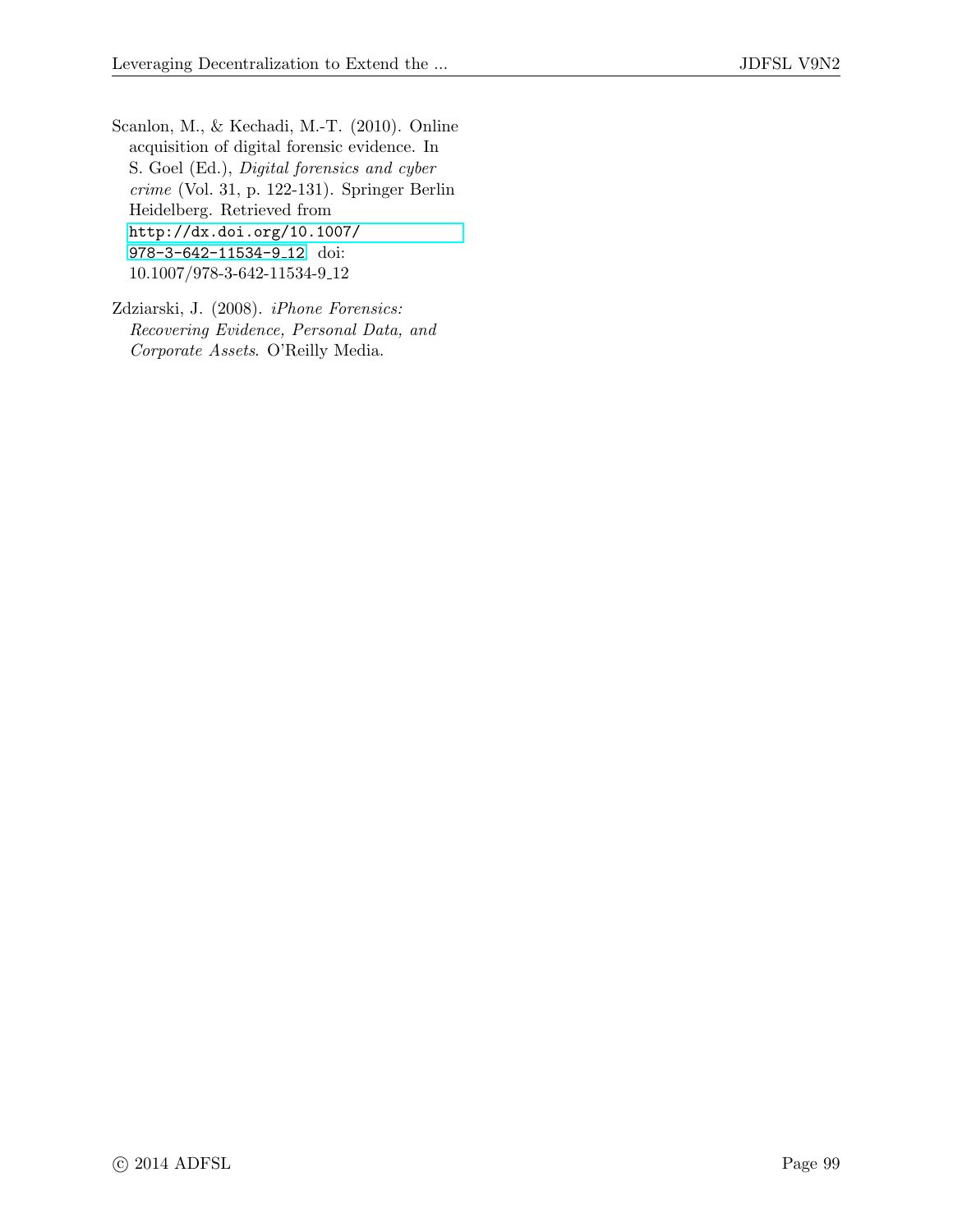Scanlon, M., & Kechadi, M.-T. (2010). Online acquisition of digital forensic evidence. In S. Goel (Ed.), *Digital forensics and cyber crime* (Vol. 31, p. 122-131). Springer Berlin Heidelberg. Retrieved from http://dx.doi.org/10.1007/978-3-642-11534-9_12 doi: 10.1007/978-3-642-11534-9_12

Zdziarski, J. (2008). *iPhone Forensics: Recovering Evidence, Personal Data, and Corporate Assets*. O'Reilly Media.